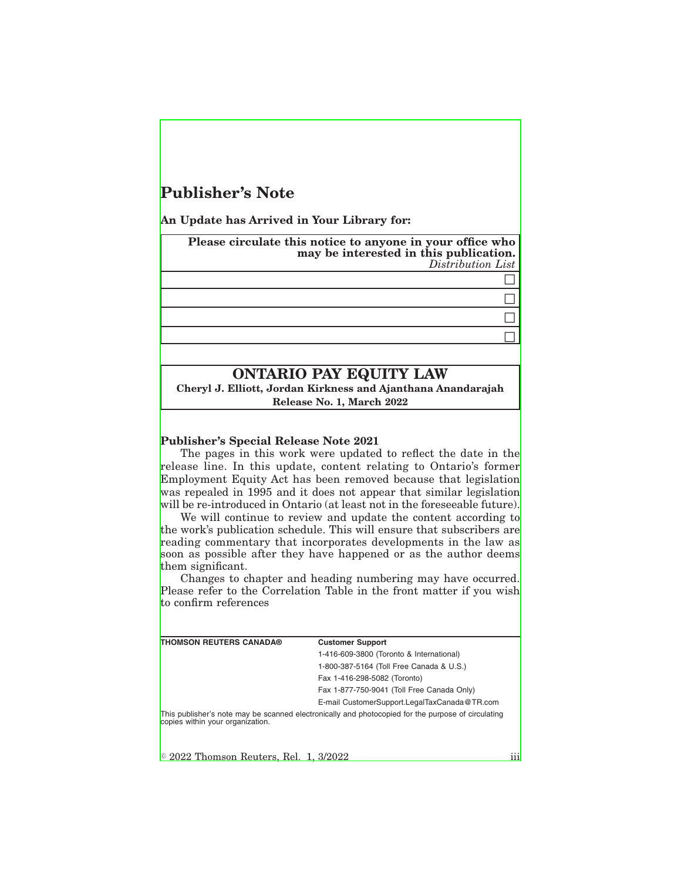# Publisher's Note

**An Update has Arrived in Your Library for:**

| **Please circulate this notice to anyone in your office who may be interested in this publication.** *Distribution List* |
|---|
| ☐ |
| ☐ |
| ☐ |
| ☐ |

## ONTARIO PAY EQUITY LAW

**Cheryl J. Elliott, Jordan Kirkness and Ajanthana Anandarajah**

**Release No. 1, March 2022**

**Publisher's Special Release Note 2021**

The pages in this work were updated to reflect the date in the release line. In this update, content relating to Ontario's former Employment Equity Act has been removed because that legislation was repealed in 1995 and it does not appear that similar legislation will be re-introduced in Ontario (at least not in the foreseeable future).

We will continue to review and update the content according to the work's publication schedule. This will ensure that subscribers are reading commentary that incorporates developments in the law as soon as possible after they have happened or as the author deems them significant.

Changes to chapter and heading numbering may have occurred. Please refer to the Correlation Table in the front matter if you wish to confirm references

**THOMSON REUTERS CANADA®**

**Customer Support**
1-416-609-3800 (Toronto & International)
1-800-387-5164 (Toll Free Canada & U.S.)
Fax 1-416-298-5082 (Toronto)
Fax 1-877-750-9041 (Toll Free Canada Only)
E-mail CustomerSupport.LegalTaxCanada@TR.com

This publisher's note may be scanned electronically and photocopied for the purpose of circulating copies within your organization.

© 2022 Thomson Reuters, Rel. 1, 3/2022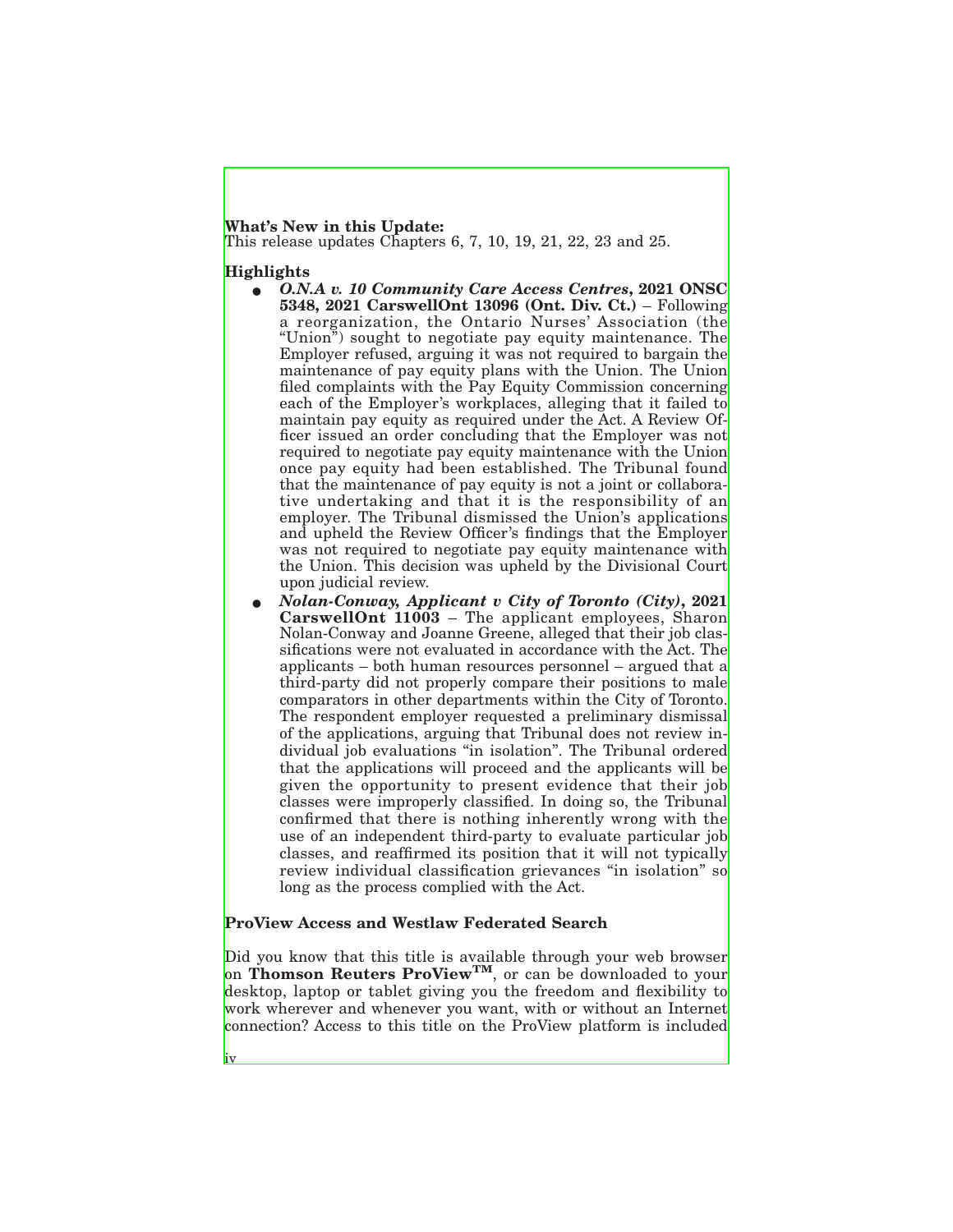**What's New in this Update:**
This release updates Chapters 6, 7, 10, 19, 21, 22, 23 and 25.

**Highlights**

- ***O.N.A v. 10 Community Care Access Centres*, 2021 ONSC 5348, 2021 CarswellOnt 13096 (Ont. Div. Ct.)** – Following a reorganization, the Ontario Nurses' Association (the "Union") sought to negotiate pay equity maintenance. The Employer refused, arguing it was not required to bargain the maintenance of pay equity plans with the Union. The Union filed complaints with the Pay Equity Commission concerning each of the Employer's workplaces, alleging that it failed to maintain pay equity as required under the Act. A Review Officer issued an order concluding that the Employer was not required to negotiate pay equity maintenance with the Union once pay equity had been established. The Tribunal found that the maintenance of pay equity is not a joint or collaborative undertaking and that it is the responsibility of an employer. The Tribunal dismissed the Union's applications and upheld the Review Officer's findings that the Employer was not required to negotiate pay equity maintenance with the Union. This decision was upheld by the Divisional Court upon judicial review.
- ***Nolan-Conway, Applicant v City of Toronto (City)*, 2021 CarswellOnt 11003** – The applicant employees, Sharon Nolan-Conway and Joanne Greene, alleged that their job classifications were not evaluated in accordance with the Act. The applicants – both human resources personnel – argued that a third-party did not properly compare their positions to male comparators in other departments within the City of Toronto. The respondent employer requested a preliminary dismissal of the applications, arguing that Tribunal does not review individual job evaluations "in isolation". The Tribunal ordered that the applications will proceed and the applicants will be given the opportunity to present evidence that their job classes were improperly classified. In doing so, the Tribunal confirmed that there is nothing inherently wrong with the use of an independent third-party to evaluate particular job classes, and reaffirmed its position that it will not typically review individual classification grievances "in isolation" so long as the process complied with the Act.

**ProView Access and Westlaw Federated Search**

Did you know that this title is available through your web browser on **Thomson Reuters ProView™**, or can be downloaded to your desktop, laptop or tablet giving you the freedom and flexibility to work wherever and whenever you want, with or without an Internet connection? Access to this title on the ProView platform is included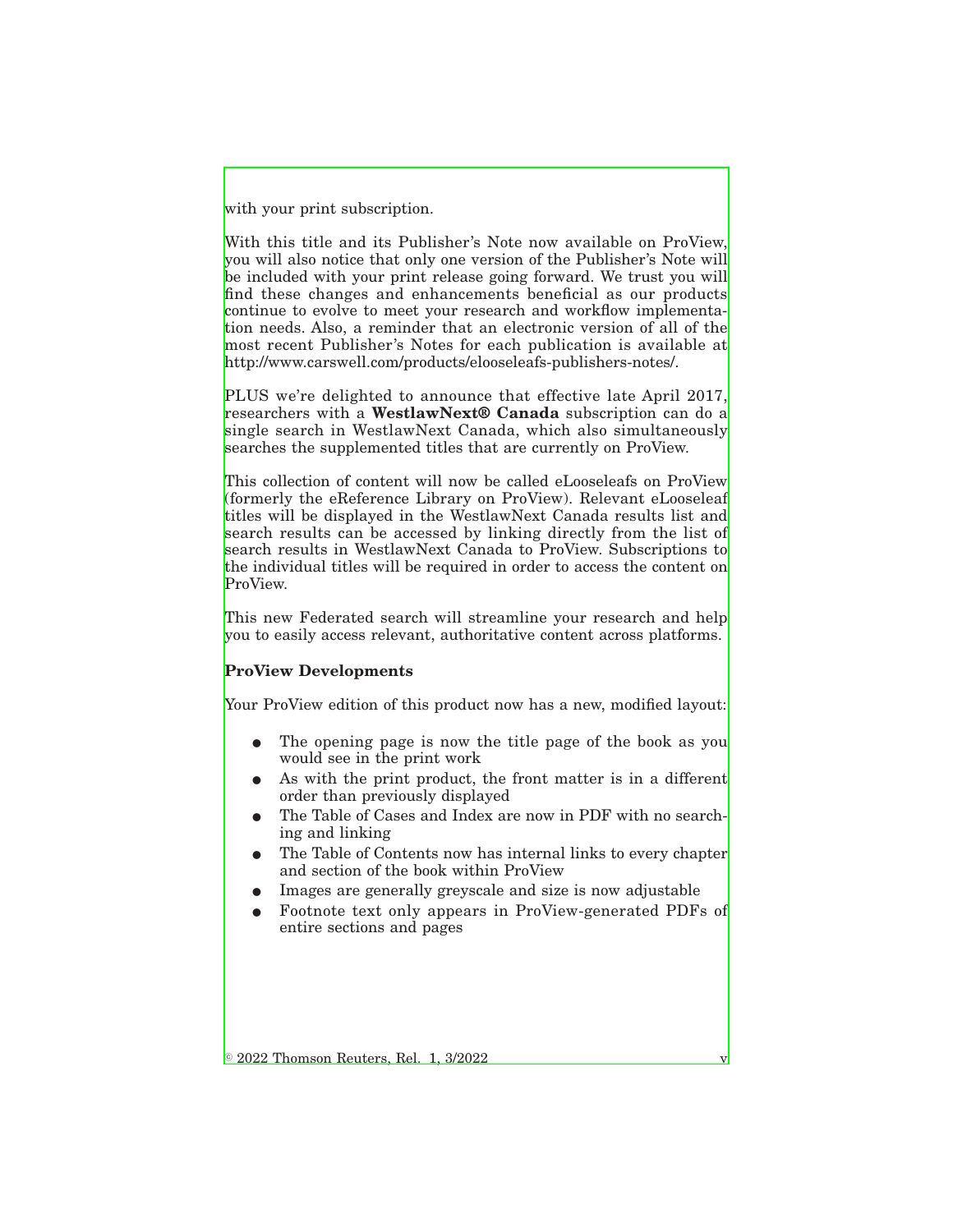with your print subscription.

With this title and its Publisher's Note now available on ProView, you will also notice that only one version of the Publisher's Note will be included with your print release going forward. We trust you will find these changes and enhancements beneficial as our products continue to evolve to meet your research and workflow implementation needs. Also, a reminder that an electronic version of all of the most recent Publisher's Notes for each publication is available at http://www.carswell.com/products/elooseleafs-publishers-notes/.

PLUS we're delighted to announce that effective late April 2017, researchers with a **WestlawNext® Canada** subscription can do a single search in WestlawNext Canada, which also simultaneously searches the supplemented titles that are currently on ProView.

This collection of content will now be called eLooseleafs on ProView (formerly the eReference Library on ProView). Relevant eLooseleaf titles will be displayed in the WestlawNext Canada results list and search results can be accessed by linking directly from the list of search results in WestlawNext Canada to ProView. Subscriptions to the individual titles will be required in order to access the content on ProView.

This new Federated search will streamline your research and help you to easily access relevant, authoritative content across platforms.

**ProView Developments**

Your ProView edition of this product now has a new, modified layout:

- The opening page is now the title page of the book as you would see in the print work
- As with the print product, the front matter is in a different order than previously displayed
- The Table of Cases and Index are now in PDF with no searching and linking
- The Table of Contents now has internal links to every chapter and section of the book within ProView
- Images are generally greyscale and size is now adjustable
- Footnote text only appears in ProView-generated PDFs of entire sections and pages